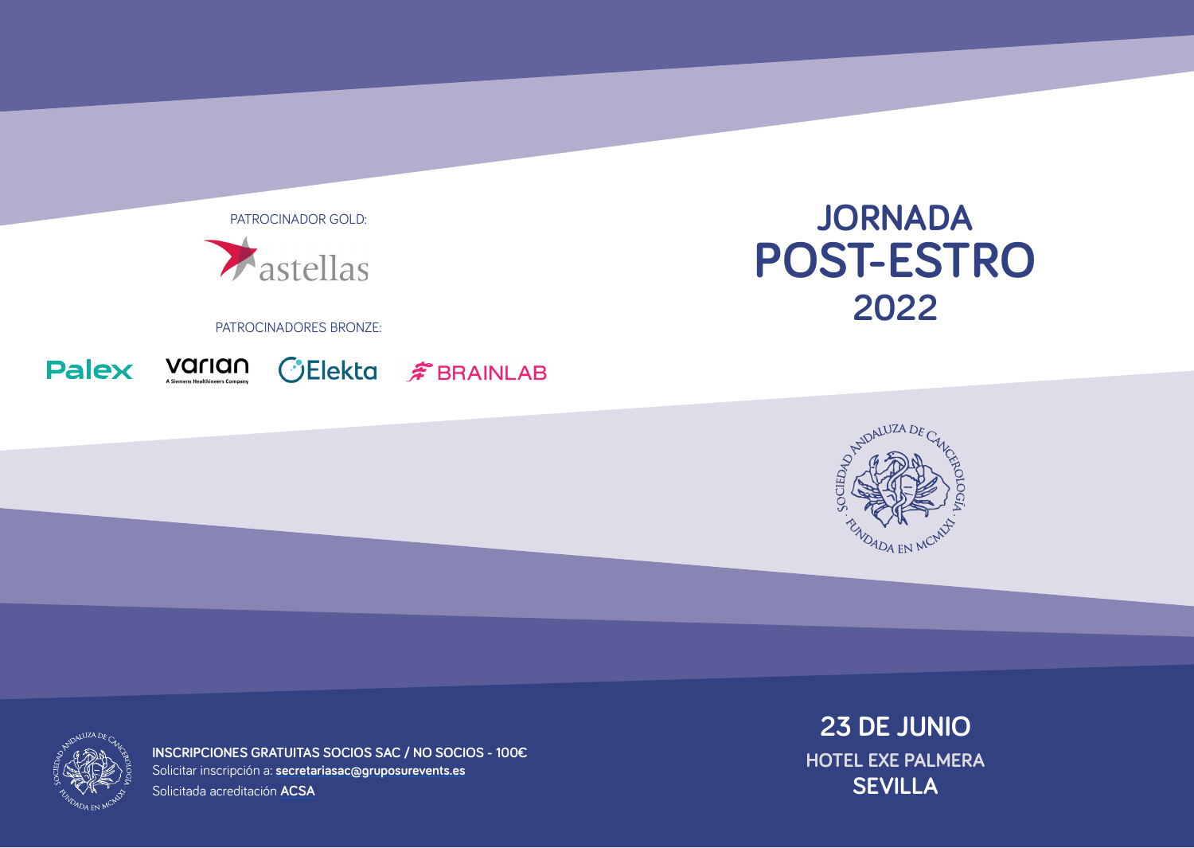# JORNADA POST-ESTRO 2022

PATROCINADOR GOLD:

astellas

PATROCINADORES BRONZE:

Palex | varian (A Siemens Healthineers Company) | Elekta | BRAINLAB

SOCIEDAD ANDALUZA DE CANCEROLOGÍA · FUNDADA EN MCMLXI ·

**INSCRIPCIONES GRATUITAS SOCIOS SAC / NO SOCIOS - 100€**

Solicitar inscripción a: **secretariasac@gruposurevents.es**

Solicitada acreditación **ACSA**

## 23 DE JUNIO

**HOTEL EXE PALMERA**

**SEVILLA**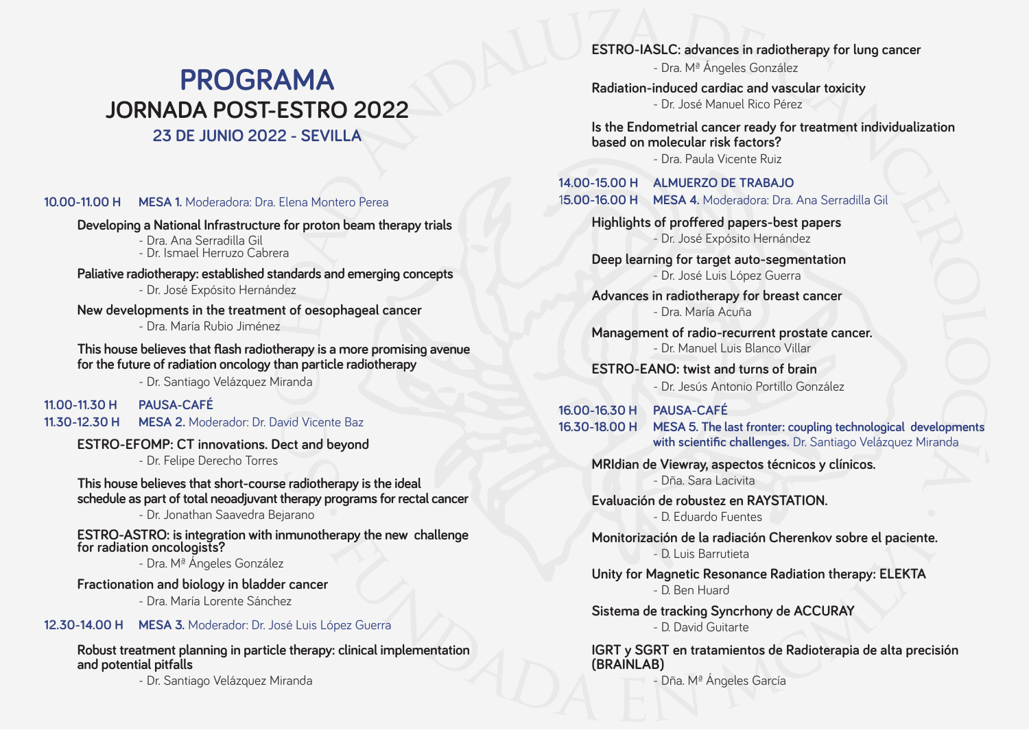# PROGRAMA

## JORNADA POST-ESTRO 2022

### 23 DE JUNIO 2022 - SEVILLA

**10.00-11.00 H** **MESA 1.** Moderadora: Dra. Elena Montero Perea

**Developing a National Infrastructure for proton beam therapy trials**
- Dra. Ana Serradilla Gil
- Dr. Ismael Herruzo Cabrera

**Paliative radiotherapy: established standards and emerging concepts**
- Dr. José Expósito Hernández

**New developments in the treatment of oesophageal cancer**
- Dra. María Rubio Jiménez

**This house believes that flash radiotherapy is a more promising avenue for the future of radiation oncology than particle radiotherapy**
- Dr. Santiago Velázquez Miranda

**11.00-11.30 H** **PAUSA-CAFÉ**

**11.30-12.30 H** **MESA 2.** Moderador: Dr. David Vicente Baz

**ESTRO-EFOMP: CT innovations. Dect and beyond**
- Dr. Felipe Derecho Torres

**This house believes that short-course radiotherapy is the ideal schedule as part of total neoadjuvant therapy programs for rectal cancer**
- Dr. Jonathan Saavedra Bejarano

**ESTRO-ASTRO: is integration with inmunotherapy the new challenge for radiation oncologists?**
- Dra. Mª Ángeles González

**Fractionation and biology in bladder cancer**
- Dra. María Lorente Sánchez

**12.30-14.00 H** **MESA 3.** Moderador: Dr. José Luis López Guerra

**Robust treatment planning in particle therapy: clinical implementation and potential pitfalls**
- Dr. Santiago Velázquez Miranda

**ESTRO-IASLC: advances in radiotherapy for lung cancer**
- Dra. Mª Ángeles González

**Radiation-induced cardiac and vascular toxicity**
- Dr. José Manuel Rico Pérez

**Is the Endometrial cancer ready for treatment individualization based on molecular risk factors?**
- Dra. Paula Vicente Ruiz

**14.00-15.00 H** **ALMUERZO DE TRABAJO**

**15.00-16.00 H** **MESA 4.** Moderadora: Dra. Ana Serradilla Gil

**Highlights of proffered papers-best papers**
- Dr. José Expósito Hernández

**Deep learning for target auto-segmentation**
- Dr. José Luis López Guerra

**Advances in radiotherapy for breast cancer**
- Dra. María Acuña

**Management of radio-recurrent prostate cancer.**
- Dr. Manuel Luis Blanco Villar

**ESTRO-EANO: twist and turns of brain**
- Dr. Jesús Antonio Portillo González

**16.00-16.30 H** **PAUSA-CAFÉ**

**16.30-18.00 H** **MESA 5. The last fronter: coupling technological developments with scientific challenges.** Dr. Santiago Velázquez Miranda

**MRIdian de Viewray, aspectos técnicos y clínicos.**
- Dña. Sara Lacivita

**Evaluación de robustez en RAYSTATION.**
- D. Eduardo Fuentes

**Monitorización de la radiación Cherenkov sobre el paciente.**
- D. Luis Barrutieta

**Unity for Magnetic Resonance Radiation therapy: ELEKTA**
- D. Ben Huard

**Sistema de tracking Syncrhony de ACCURAY**
- D. David Guitarte

**IGRT y SGRT en tratamientos de Radioterapia de alta precisión (BRAINLAB)**
- Dña. Mª Ángeles García